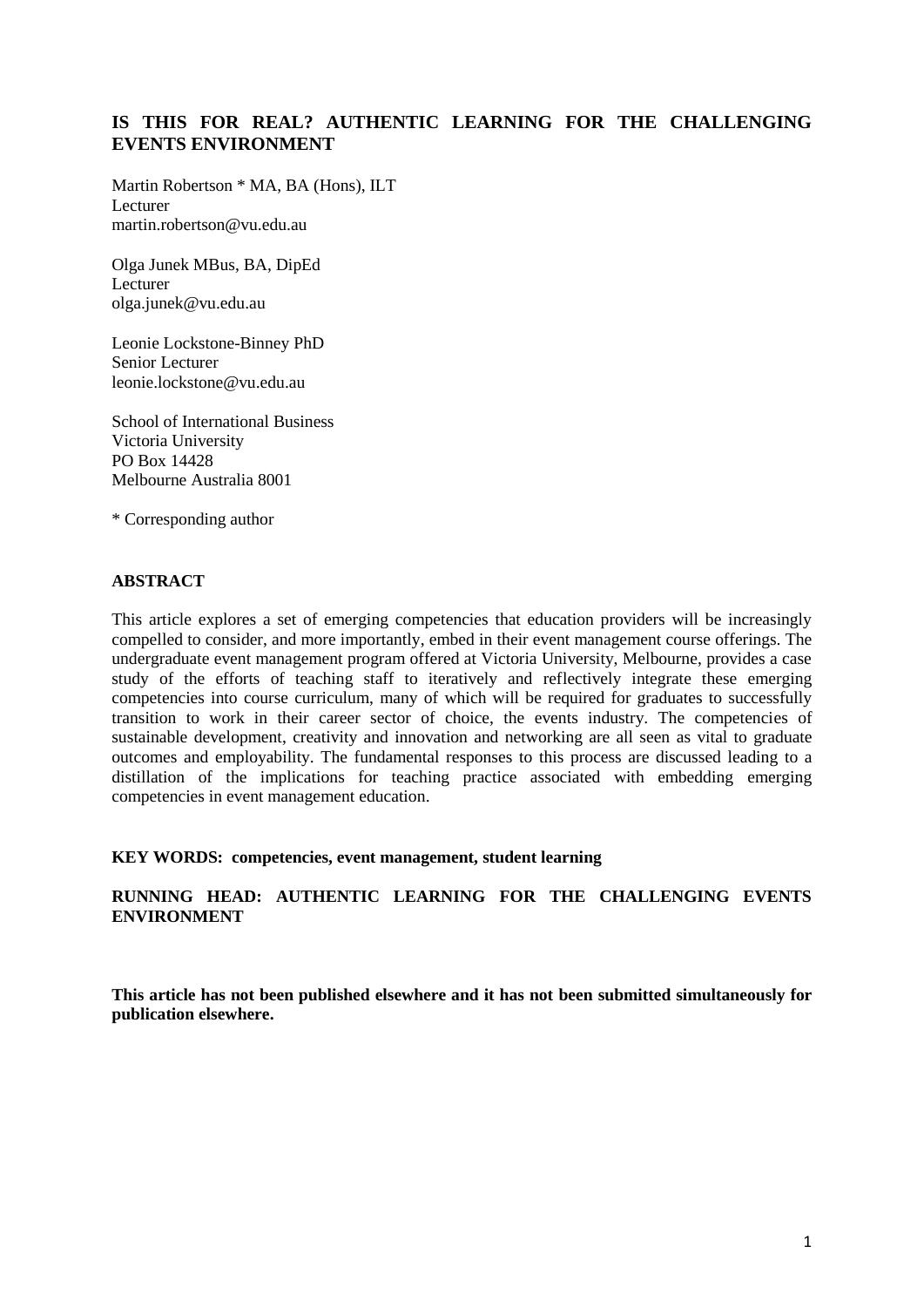# IS THIS FOR REAL? AUTHENTIC LEARNING FOR THE CHALLENGING EVENTS ENVIRONMENT

Martin Robertson * MA, BA (Hons), ILT
Lecturer
martin.robertson@vu.edu.au

Olga Junek MBus, BA, DipEd
Lecturer
olga.junek@vu.edu.au

Leonie Lockstone-Binney PhD
Senior Lecturer
leonie.lockstone@vu.edu.au

School of International Business
Victoria University
PO Box 14428
Melbourne Australia 8001

* Corresponding author

## ABSTRACT

This article explores a set of emerging competencies that education providers will be increasingly compelled to consider, and more importantly, embed in their event management course offerings. The undergraduate event management program offered at Victoria University, Melbourne, provides a case study of the efforts of teaching staff to iteratively and reflectively integrate these emerging competencies into course curriculum, many of which will be required for graduates to successfully transition to work in their career sector of choice, the events industry. The competencies of sustainable development, creativity and innovation and networking are all seen as vital to graduate outcomes and employability. The fundamental responses to this process are discussed leading to a distillation of the implications for teaching practice associated with embedding emerging competencies in event management education.

**KEY WORDS: competencies, event management, student learning**

**RUNNING HEAD: AUTHENTIC LEARNING FOR THE CHALLENGING EVENTS ENVIRONMENT**

**This article has not been published elsewhere and it has not been submitted simultaneously for publication elsewhere.**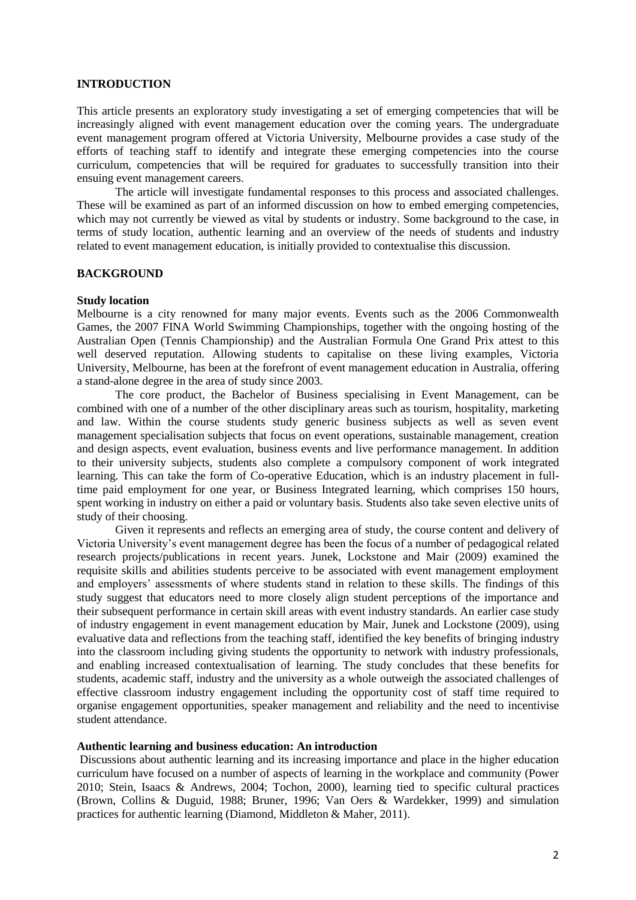## INTRODUCTION

This article presents an exploratory study investigating a set of emerging competencies that will be increasingly aligned with event management education over the coming years. The undergraduate event management program offered at Victoria University, Melbourne provides a case study of the efforts of teaching staff to identify and integrate these emerging competencies into the course curriculum, competencies that will be required for graduates to successfully transition into their ensuing event management careers.

The article will investigate fundamental responses to this process and associated challenges. These will be examined as part of an informed discussion on how to embed emerging competencies, which may not currently be viewed as vital by students or industry. Some background to the case, in terms of study location, authentic learning and an overview of the needs of students and industry related to event management education, is initially provided to contextualise this discussion.

## BACKGROUND

### Study location

Melbourne is a city renowned for many major events. Events such as the 2006 Commonwealth Games, the 2007 FINA World Swimming Championships, together with the ongoing hosting of the Australian Open (Tennis Championship) and the Australian Formula One Grand Prix attest to this well deserved reputation. Allowing students to capitalise on these living examples, Victoria University, Melbourne, has been at the forefront of event management education in Australia, offering a stand-alone degree in the area of study since 2003.

The core product, the Bachelor of Business specialising in Event Management, can be combined with one of a number of the other disciplinary areas such as tourism, hospitality, marketing and law. Within the course students study generic business subjects as well as seven event management specialisation subjects that focus on event operations, sustainable management, creation and design aspects, event evaluation, business events and live performance management. In addition to their university subjects, students also complete a compulsory component of work integrated learning. This can take the form of Co-operative Education, which is an industry placement in full-time paid employment for one year, or Business Integrated learning, which comprises 150 hours, spent working in industry on either a paid or voluntary basis. Students also take seven elective units of study of their choosing.

Given it represents and reflects an emerging area of study, the course content and delivery of Victoria University's event management degree has been the focus of a number of pedagogical related research projects/publications in recent years. Junek, Lockstone and Mair (2009) examined the requisite skills and abilities students perceive to be associated with event management employment and employers' assessments of where students stand in relation to these skills. The findings of this study suggest that educators need to more closely align student perceptions of the importance and their subsequent performance in certain skill areas with event industry standards. An earlier case study of industry engagement in event management education by Mair, Junek and Lockstone (2009), using evaluative data and reflections from the teaching staff, identified the key benefits of bringing industry into the classroom including giving students the opportunity to network with industry professionals, and enabling increased contextualisation of learning. The study concludes that these benefits for students, academic staff, industry and the university as a whole outweigh the associated challenges of effective classroom industry engagement including the opportunity cost of staff time required to organise engagement opportunities, speaker management and reliability and the need to incentivise student attendance.

### Authentic learning and business education: An introduction

Discussions about authentic learning and its increasing importance and place in the higher education curriculum have focused on a number of aspects of learning in the workplace and community (Power 2010; Stein, Isaacs & Andrews, 2004; Tochon, 2000), learning tied to specific cultural practices (Brown, Collins & Duguid, 1988; Bruner, 1996; Van Oers & Wardekker, 1999) and simulation practices for authentic learning (Diamond, Middleton & Maher, 2011).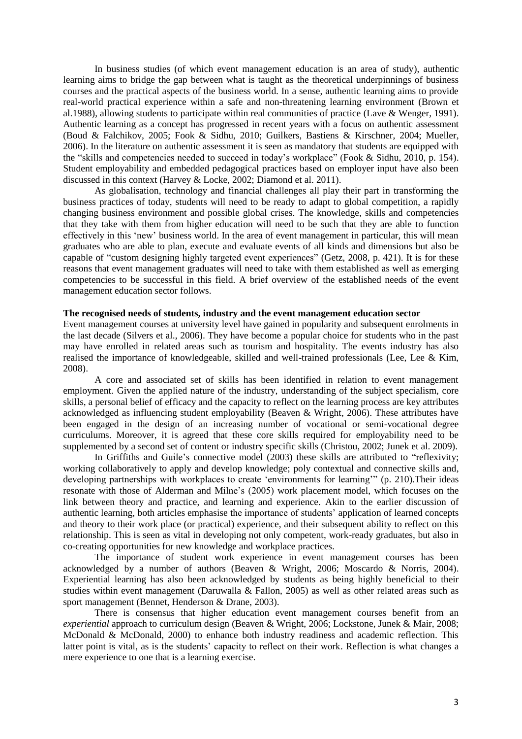In business studies (of which event management education is an area of study), authentic learning aims to bridge the gap between what is taught as the theoretical underpinnings of business courses and the practical aspects of the business world. In a sense, authentic learning aims to provide real-world practical experience within a safe and non-threatening learning environment (Brown et al.1988), allowing students to participate within real communities of practice (Lave & Wenger, 1991). Authentic learning as a concept has progressed in recent years with a focus on authentic assessment (Boud & Falchikov, 2005; Fook & Sidhu, 2010; Guilkers, Bastiens & Kirschner, 2004; Mueller, 2006). In the literature on authentic assessment it is seen as mandatory that students are equipped with the "skills and competencies needed to succeed in today's workplace" (Fook & Sidhu, 2010, p. 154). Student employability and embedded pedagogical practices based on employer input have also been discussed in this context (Harvey & Locke, 2002; Diamond et al. 2011).

As globalisation, technology and financial challenges all play their part in transforming the business practices of today, students will need to be ready to adapt to global competition, a rapidly changing business environment and possible global crises. The knowledge, skills and competencies that they take with them from higher education will need to be such that they are able to function effectively in this 'new' business world. In the area of event management in particular, this will mean graduates who are able to plan, execute and evaluate events of all kinds and dimensions but also be capable of "custom designing highly targeted event experiences" (Getz, 2008, p. 421). It is for these reasons that event management graduates will need to take with them established as well as emerging competencies to be successful in this field. A brief overview of the established needs of the event management education sector follows.

**The recognised needs of students, industry and the event management education sector**

Event management courses at university level have gained in popularity and subsequent enrolments in the last decade (Silvers et al., 2006). They have become a popular choice for students who in the past may have enrolled in related areas such as tourism and hospitality. The events industry has also realised the importance of knowledgeable, skilled and well-trained professionals (Lee, Lee & Kim, 2008).

A core and associated set of skills has been identified in relation to event management employment. Given the applied nature of the industry, understanding of the subject specialism, core skills, a personal belief of efficacy and the capacity to reflect on the learning process are key attributes acknowledged as influencing student employability (Beaven & Wright, 2006). These attributes have been engaged in the design of an increasing number of vocational or semi-vocational degree curriculums. Moreover, it is agreed that these core skills required for employability need to be supplemented by a second set of content or industry specific skills (Christou, 2002; Junek et al. 2009).

In Griffiths and Guile's connective model (2003) these skills are attributed to "reflexivity; working collaboratively to apply and develop knowledge; poly contextual and connective skills and, developing partnerships with workplaces to create 'environments for learning'" (p. 210).Their ideas resonate with those of Alderman and Milne's (2005) work placement model, which focuses on the link between theory and practice, and learning and experience. Akin to the earlier discussion of authentic learning, both articles emphasise the importance of students' application of learned concepts and theory to their work place (or practical) experience, and their subsequent ability to reflect on this relationship. This is seen as vital in developing not only competent, work-ready graduates, but also in co-creating opportunities for new knowledge and workplace practices.

The importance of student work experience in event management courses has been acknowledged by a number of authors (Beaven & Wright, 2006; Moscardo & Norris, 2004). Experiential learning has also been acknowledged by students as being highly beneficial to their studies within event management (Daruwalla & Fallon, 2005) as well as other related areas such as sport management (Bennet, Henderson & Drane, 2003).

There is consensus that higher education event management courses benefit from an *experiential* approach to curriculum design (Beaven & Wright, 2006; Lockstone, Junek & Mair, 2008; McDonald & McDonald, 2000) to enhance both industry readiness and academic reflection. This latter point is vital, as is the students' capacity to reflect on their work. Reflection is what changes a mere experience to one that is a learning exercise.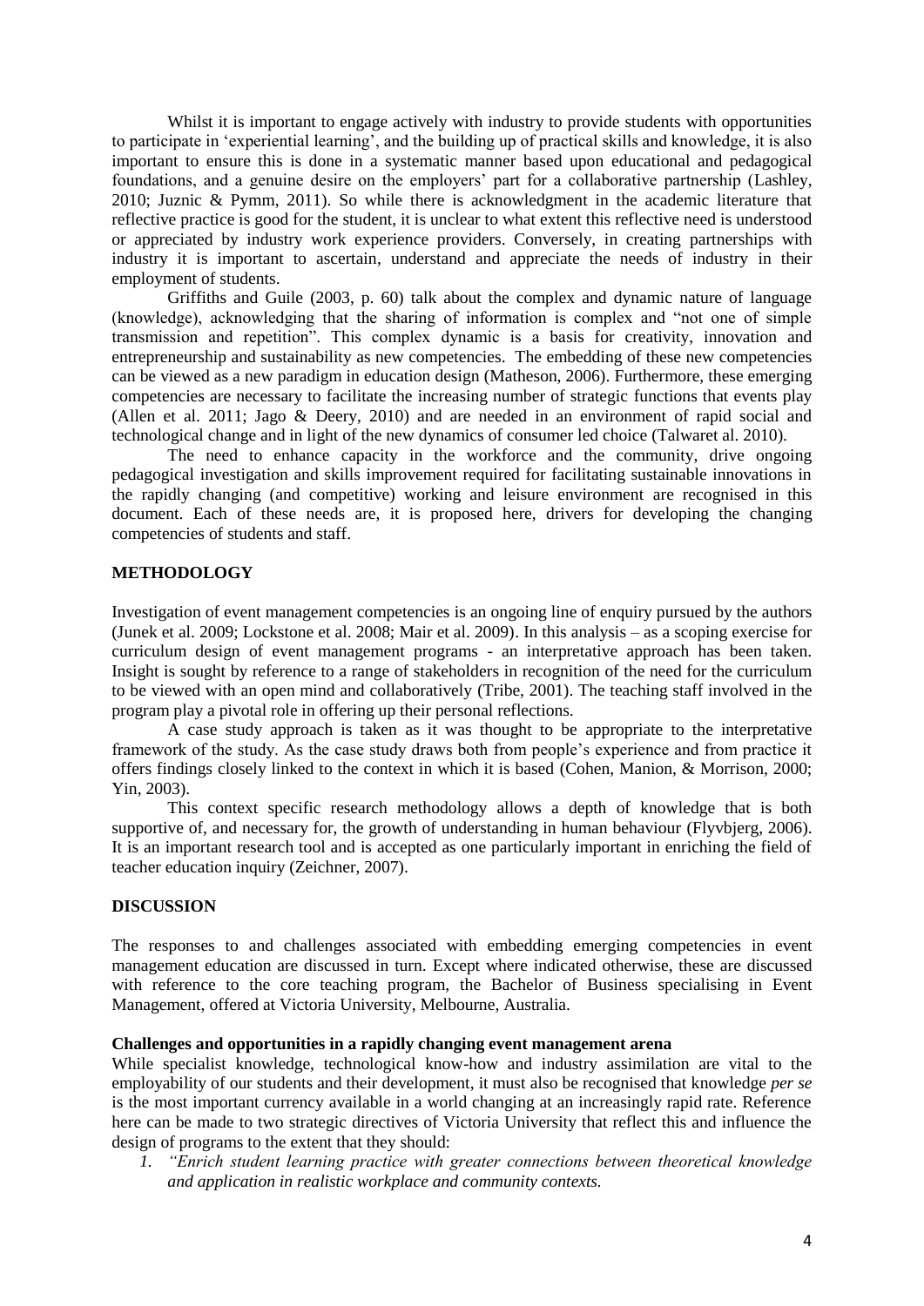Whilst it is important to engage actively with industry to provide students with opportunities to participate in 'experiential learning', and the building up of practical skills and knowledge, it is also important to ensure this is done in a systematic manner based upon educational and pedagogical foundations, and a genuine desire on the employers' part for a collaborative partnership (Lashley, 2010; Juznic & Pymm, 2011). So while there is acknowledgment in the academic literature that reflective practice is good for the student, it is unclear to what extent this reflective need is understood or appreciated by industry work experience providers. Conversely, in creating partnerships with industry it is important to ascertain, understand and appreciate the needs of industry in their employment of students.

Griffiths and Guile (2003, p. 60) talk about the complex and dynamic nature of language (knowledge), acknowledging that the sharing of information is complex and "not one of simple transmission and repetition". This complex dynamic is a basis for creativity, innovation and entrepreneurship and sustainability as new competencies. The embedding of these new competencies can be viewed as a new paradigm in education design (Matheson, 2006). Furthermore, these emerging competencies are necessary to facilitate the increasing number of strategic functions that events play (Allen et al. 2011; Jago & Deery, 2010) and are needed in an environment of rapid social and technological change and in light of the new dynamics of consumer led choice (Talwaret al. 2010).

The need to enhance capacity in the workforce and the community, drive ongoing pedagogical investigation and skills improvement required for facilitating sustainable innovations in the rapidly changing (and competitive) working and leisure environment are recognised in this document. Each of these needs are, it is proposed here, drivers for developing the changing competencies of students and staff.

## METHODOLOGY

Investigation of event management competencies is an ongoing line of enquiry pursued by the authors (Junek et al. 2009; Lockstone et al. 2008; Mair et al. 2009). In this analysis – as a scoping exercise for curriculum design of event management programs - an interpretative approach has been taken. Insight is sought by reference to a range of stakeholders in recognition of the need for the curriculum to be viewed with an open mind and collaboratively (Tribe, 2001). The teaching staff involved in the program play a pivotal role in offering up their personal reflections.

A case study approach is taken as it was thought to be appropriate to the interpretative framework of the study. As the case study draws both from people's experience and from practice it offers findings closely linked to the context in which it is based (Cohen, Manion, & Morrison, 2000; Yin, 2003).

This context specific research methodology allows a depth of knowledge that is both supportive of, and necessary for, the growth of understanding in human behaviour (Flyvbjerg, 2006). It is an important research tool and is accepted as one particularly important in enriching the field of teacher education inquiry (Zeichner, 2007).

## DISCUSSION

The responses to and challenges associated with embedding emerging competencies in event management education are discussed in turn. Except where indicated otherwise, these are discussed with reference to the core teaching program, the Bachelor of Business specialising in Event Management, offered at Victoria University, Melbourne, Australia.

### Challenges and opportunities in a rapidly changing event management arena

While specialist knowledge, technological know-how and industry assimilation are vital to the employability of our students and their development, it must also be recognised that knowledge *per se* is the most important currency available in a world changing at an increasingly rapid rate. Reference here can be made to two strategic directives of Victoria University that reflect this and influence the design of programs to the extent that they should:

1. *"Enrich student learning practice with greater connections between theoretical knowledge and application in realistic workplace and community contexts.*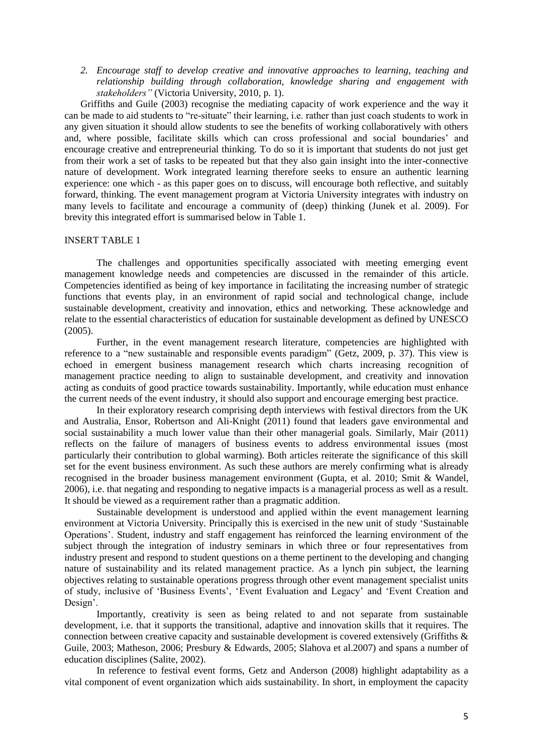2. *Encourage staff to develop creative and innovative approaches to learning, teaching and relationship building through collaboration, knowledge sharing and engagement with stakeholders"* (Victoria University, 2010, p. 1).

Griffiths and Guile (2003) recognise the mediating capacity of work experience and the way it can be made to aid students to "re-situate" their learning, i.e. rather than just coach students to work in any given situation it should allow students to see the benefits of working collaboratively with others and, where possible, facilitate skills which can cross professional and social boundaries' and encourage creative and entrepreneurial thinking. To do so it is important that students do not just get from their work a set of tasks to be repeated but that they also gain insight into the inter-connective nature of development. Work integrated learning therefore seeks to ensure an authentic learning experience: one which - as this paper goes on to discuss, will encourage both reflective, and suitably forward, thinking. The event management program at Victoria University integrates with industry on many levels to facilitate and encourage a community of (deep) thinking (Junek et al. 2009). For brevity this integrated effort is summarised below in Table 1.

INSERT TABLE 1

The challenges and opportunities specifically associated with meeting emerging event management knowledge needs and competencies are discussed in the remainder of this article. Competencies identified as being of key importance in facilitating the increasing number of strategic functions that events play, in an environment of rapid social and technological change, include sustainable development, creativity and innovation, ethics and networking. These acknowledge and relate to the essential characteristics of education for sustainable development as defined by UNESCO (2005).

Further, in the event management research literature, competencies are highlighted with reference to a "new sustainable and responsible events paradigm" (Getz, 2009, p. 37). This view is echoed in emergent business management research which charts increasing recognition of management practice needing to align to sustainable development, and creativity and innovation acting as conduits of good practice towards sustainability. Importantly, while education must enhance the current needs of the event industry, it should also support and encourage emerging best practice.

In their exploratory research comprising depth interviews with festival directors from the UK and Australia, Ensor, Robertson and Ali-Knight (2011) found that leaders gave environmental and social sustainability a much lower value than their other managerial goals. Similarly, Mair (2011) reflects on the failure of managers of business events to address environmental issues (most particularly their contribution to global warming). Both articles reiterate the significance of this skill set for the event business environment. As such these authors are merely confirming what is already recognised in the broader business management environment (Gupta, et al. 2010; Smit & Wandel, 2006), i.e. that negating and responding to negative impacts is a managerial process as well as a result. It should be viewed as a requirement rather than a pragmatic addition.

Sustainable development is understood and applied within the event management learning environment at Victoria University. Principally this is exercised in the new unit of study 'Sustainable Operations'. Student, industry and staff engagement has reinforced the learning environment of the subject through the integration of industry seminars in which three or four representatives from industry present and respond to student questions on a theme pertinent to the developing and changing nature of sustainability and its related management practice. As a lynch pin subject, the learning objectives relating to sustainable operations progress through other event management specialist units of study, inclusive of 'Business Events', 'Event Evaluation and Legacy' and 'Event Creation and Design'.

Importantly, creativity is seen as being related to and not separate from sustainable development, i.e. that it supports the transitional, adaptive and innovation skills that it requires. The connection between creative capacity and sustainable development is covered extensively (Griffiths & Guile, 2003; Matheson, 2006; Presbury & Edwards, 2005; Slahova et al.2007) and spans a number of education disciplines (Salite, 2002).

In reference to festival event forms, Getz and Anderson (2008) highlight adaptability as a vital component of event organization which aids sustainability. In short, in employment the capacity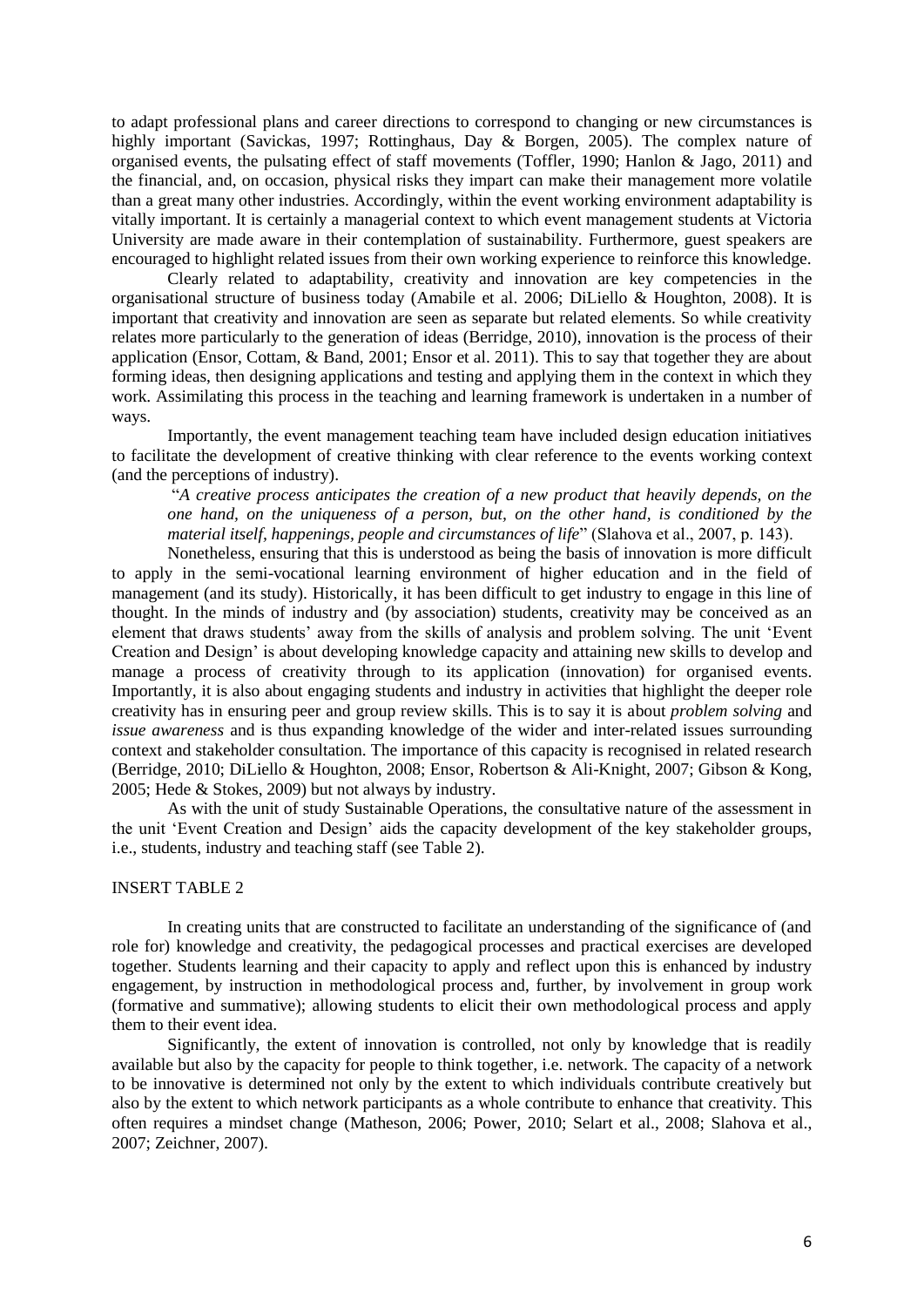to adapt professional plans and career directions to correspond to changing or new circumstances is highly important (Savickas, 1997; Rottinghaus, Day & Borgen, 2005). The complex nature of organised events, the pulsating effect of staff movements (Toffler, 1990; Hanlon & Jago, 2011) and the financial, and, on occasion, physical risks they impart can make their management more volatile than a great many other industries. Accordingly, within the event working environment adaptability is vitally important. It is certainly a managerial context to which event management students at Victoria University are made aware in their contemplation of sustainability. Furthermore, guest speakers are encouraged to highlight related issues from their own working experience to reinforce this knowledge.

Clearly related to adaptability, creativity and innovation are key competencies in the organisational structure of business today (Amabile et al. 2006; DiLiello & Houghton, 2008). It is important that creativity and innovation are seen as separate but related elements. So while creativity relates more particularly to the generation of ideas (Berridge, 2010), innovation is the process of their application (Ensor, Cottam, & Band, 2001; Ensor et al. 2011). This to say that together they are about forming ideas, then designing applications and testing and applying them in the context in which they work. Assimilating this process in the teaching and learning framework is undertaken in a number of ways.

Importantly, the event management teaching team have included design education initiatives to facilitate the development of creative thinking with clear reference to the events working context (and the perceptions of industry).

"*A creative process anticipates the creation of a new product that heavily depends, on the one hand, on the uniqueness of a person, but, on the other hand, is conditioned by the material itself, happenings, people and circumstances of life*" (Slahova et al., 2007, p. 143).

Nonetheless, ensuring that this is understood as being the basis of innovation is more difficult to apply in the semi-vocational learning environment of higher education and in the field of management (and its study). Historically, it has been difficult to get industry to engage in this line of thought. In the minds of industry and (by association) students, creativity may be conceived as an element that draws students' away from the skills of analysis and problem solving. The unit 'Event Creation and Design' is about developing knowledge capacity and attaining new skills to develop and manage a process of creativity through to its application (innovation) for organised events. Importantly, it is also about engaging students and industry in activities that highlight the deeper role creativity has in ensuring peer and group review skills. This is to say it is about *problem solving* and *issue awareness* and is thus expanding knowledge of the wider and inter-related issues surrounding context and stakeholder consultation. The importance of this capacity is recognised in related research (Berridge, 2010; DiLiello & Houghton, 2008; Ensor, Robertson & Ali-Knight, 2007; Gibson & Kong, 2005; Hede & Stokes, 2009) but not always by industry.

As with the unit of study Sustainable Operations, the consultative nature of the assessment in the unit 'Event Creation and Design' aids the capacity development of the key stakeholder groups, i.e., students, industry and teaching staff (see Table 2).

INSERT TABLE 2

In creating units that are constructed to facilitate an understanding of the significance of (and role for) knowledge and creativity, the pedagogical processes and practical exercises are developed together. Students learning and their capacity to apply and reflect upon this is enhanced by industry engagement, by instruction in methodological process and, further, by involvement in group work (formative and summative); allowing students to elicit their own methodological process and apply them to their event idea.

Significantly, the extent of innovation is controlled, not only by knowledge that is readily available but also by the capacity for people to think together, i.e. network. The capacity of a network to be innovative is determined not only by the extent to which individuals contribute creatively but also by the extent to which network participants as a whole contribute to enhance that creativity. This often requires a mindset change (Matheson, 2006; Power, 2010; Selart et al., 2008; Slahova et al., 2007; Zeichner, 2007).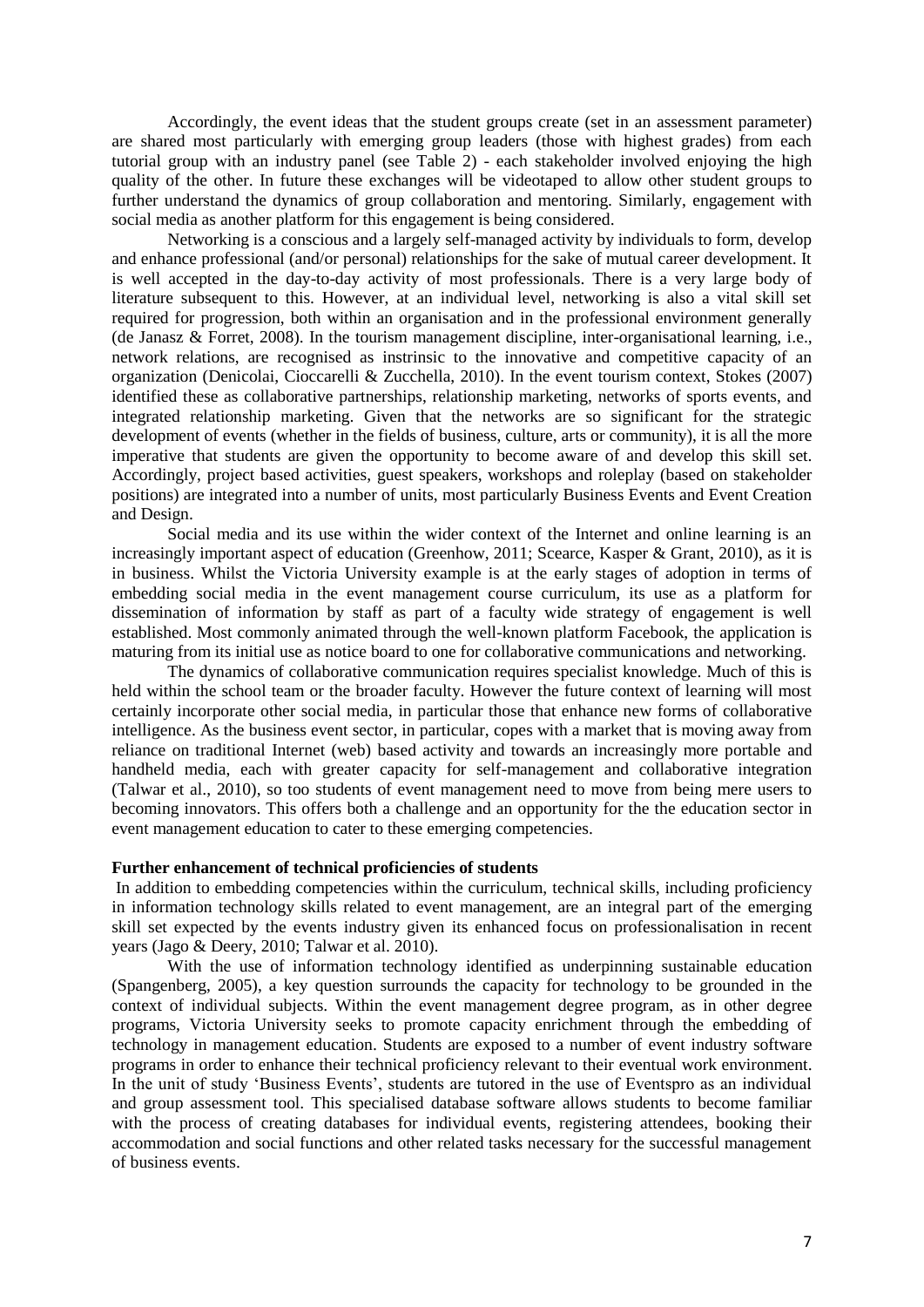Accordingly, the event ideas that the student groups create (set in an assessment parameter) are shared most particularly with emerging group leaders (those with highest grades) from each tutorial group with an industry panel (see Table 2) - each stakeholder involved enjoying the high quality of the other. In future these exchanges will be videotaped to allow other student groups to further understand the dynamics of group collaboration and mentoring. Similarly, engagement with social media as another platform for this engagement is being considered.

Networking is a conscious and a largely self-managed activity by individuals to form, develop and enhance professional (and/or personal) relationships for the sake of mutual career development. It is well accepted in the day-to-day activity of most professionals. There is a very large body of literature subsequent to this. However, at an individual level, networking is also a vital skill set required for progression, both within an organisation and in the professional environment generally (de Janasz & Forret, 2008). In the tourism management discipline, inter-organisational learning, i.e., network relations, are recognised as instrinsic to the innovative and competitive capacity of an organization (Denicolai, Cioccarelli & Zucchella, 2010). In the event tourism context, Stokes (2007) identified these as collaborative partnerships, relationship marketing, networks of sports events, and integrated relationship marketing. Given that the networks are so significant for the strategic development of events (whether in the fields of business, culture, arts or community), it is all the more imperative that students are given the opportunity to become aware of and develop this skill set. Accordingly, project based activities, guest speakers, workshops and roleplay (based on stakeholder positions) are integrated into a number of units, most particularly Business Events and Event Creation and Design.

Social media and its use within the wider context of the Internet and online learning is an increasingly important aspect of education (Greenhow, 2011; Scearce, Kasper & Grant, 2010), as it is in business. Whilst the Victoria University example is at the early stages of adoption in terms of embedding social media in the event management course curriculum, its use as a platform for dissemination of information by staff as part of a faculty wide strategy of engagement is well established. Most commonly animated through the well-known platform Facebook, the application is maturing from its initial use as notice board to one for collaborative communications and networking.

The dynamics of collaborative communication requires specialist knowledge. Much of this is held within the school team or the broader faculty. However the future context of learning will most certainly incorporate other social media, in particular those that enhance new forms of collaborative intelligence. As the business event sector, in particular, copes with a market that is moving away from reliance on traditional Internet (web) based activity and towards an increasingly more portable and handheld media, each with greater capacity for self-management and collaborative integration (Talwar et al., 2010), so too students of event management need to move from being mere users to becoming innovators. This offers both a challenge and an opportunity for the the education sector in event management education to cater to these emerging competencies.

**Further enhancement of technical proficiencies of students**

In addition to embedding competencies within the curriculum, technical skills, including proficiency in information technology skills related to event management, are an integral part of the emerging skill set expected by the events industry given its enhanced focus on professionalisation in recent years (Jago & Deery, 2010; Talwar et al. 2010).

With the use of information technology identified as underpinning sustainable education (Spangenberg, 2005), a key question surrounds the capacity for technology to be grounded in the context of individual subjects. Within the event management degree program, as in other degree programs, Victoria University seeks to promote capacity enrichment through the embedding of technology in management education. Students are exposed to a number of event industry software programs in order to enhance their technical proficiency relevant to their eventual work environment. In the unit of study 'Business Events', students are tutored in the use of Eventspro as an individual and group assessment tool. This specialised database software allows students to become familiar with the process of creating databases for individual events, registering attendees, booking their accommodation and social functions and other related tasks necessary for the successful management of business events.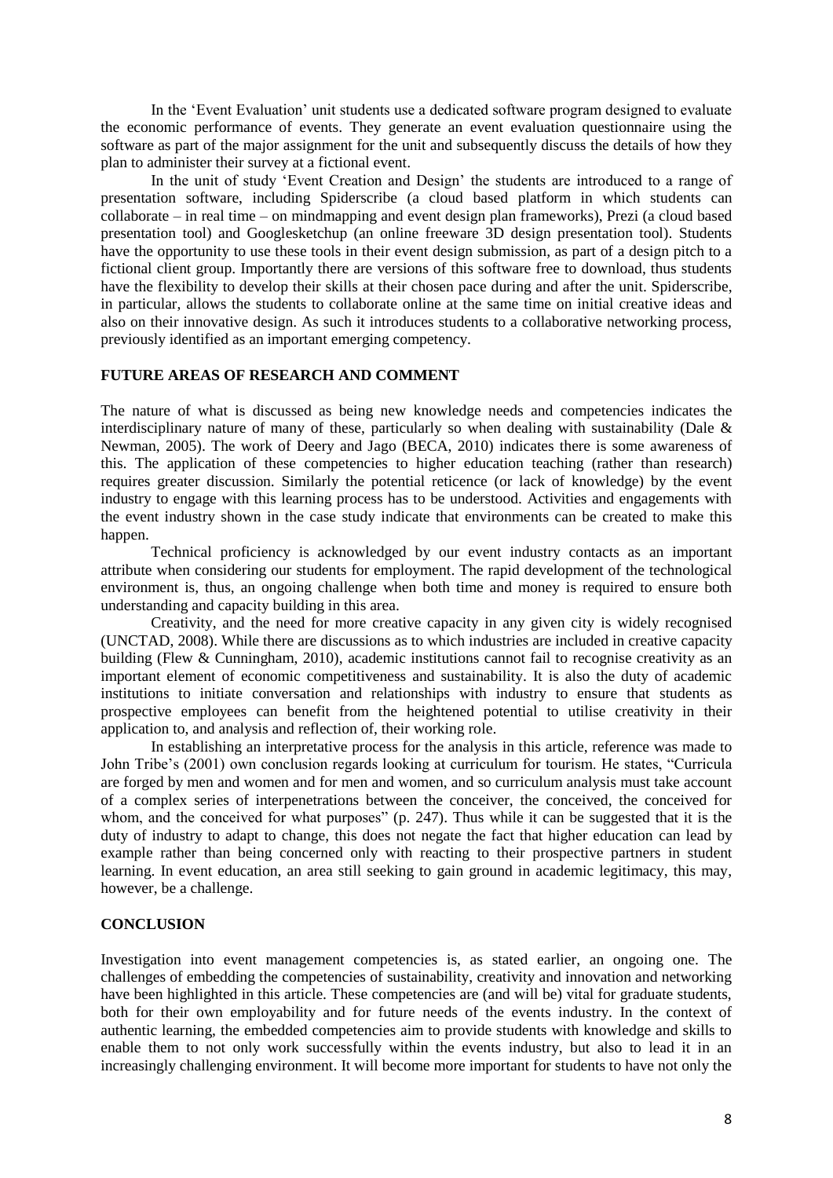In the 'Event Evaluation' unit students use a dedicated software program designed to evaluate the economic performance of events. They generate an event evaluation questionnaire using the software as part of the major assignment for the unit and subsequently discuss the details of how they plan to administer their survey at a fictional event.

In the unit of study 'Event Creation and Design' the students are introduced to a range of presentation software, including Spiderscribe (a cloud based platform in which students can collaborate – in real time – on mindmapping and event design plan frameworks), Prezi (a cloud based presentation tool) and Googlesketchup (an online freeware 3D design presentation tool). Students have the opportunity to use these tools in their event design submission, as part of a design pitch to a fictional client group. Importantly there are versions of this software free to download, thus students have the flexibility to develop their skills at their chosen pace during and after the unit. Spiderscribe, in particular, allows the students to collaborate online at the same time on initial creative ideas and also on their innovative design. As such it introduces students to a collaborative networking process, previously identified as an important emerging competency.

## FUTURE AREAS OF RESEARCH AND COMMENT

The nature of what is discussed as being new knowledge needs and competencies indicates the interdisciplinary nature of many of these, particularly so when dealing with sustainability (Dale & Newman, 2005). The work of Deery and Jago (BECA, 2010) indicates there is some awareness of this. The application of these competencies to higher education teaching (rather than research) requires greater discussion. Similarly the potential reticence (or lack of knowledge) by the event industry to engage with this learning process has to be understood. Activities and engagements with the event industry shown in the case study indicate that environments can be created to make this happen.

Technical proficiency is acknowledged by our event industry contacts as an important attribute when considering our students for employment. The rapid development of the technological environment is, thus, an ongoing challenge when both time and money is required to ensure both understanding and capacity building in this area.

Creativity, and the need for more creative capacity in any given city is widely recognised (UNCTAD, 2008). While there are discussions as to which industries are included in creative capacity building (Flew & Cunningham, 2010), academic institutions cannot fail to recognise creativity as an important element of economic competitiveness and sustainability. It is also the duty of academic institutions to initiate conversation and relationships with industry to ensure that students as prospective employees can benefit from the heightened potential to utilise creativity in their application to, and analysis and reflection of, their working role.

In establishing an interpretative process for the analysis in this article, reference was made to John Tribe's (2001) own conclusion regards looking at curriculum for tourism. He states, "Curricula are forged by men and women and for men and women, and so curriculum analysis must take account of a complex series of interpenetrations between the conceiver, the conceived, the conceived for whom, and the conceived for what purposes" (p. 247). Thus while it can be suggested that it is the duty of industry to adapt to change, this does not negate the fact that higher education can lead by example rather than being concerned only with reacting to their prospective partners in student learning. In event education, an area still seeking to gain ground in academic legitimacy, this may, however, be a challenge.

## CONCLUSION

Investigation into event management competencies is, as stated earlier, an ongoing one. The challenges of embedding the competencies of sustainability, creativity and innovation and networking have been highlighted in this article. These competencies are (and will be) vital for graduate students, both for their own employability and for future needs of the events industry. In the context of authentic learning, the embedded competencies aim to provide students with knowledge and skills to enable them to not only work successfully within the events industry, but also to lead it in an increasingly challenging environment. It will become more important for students to have not only the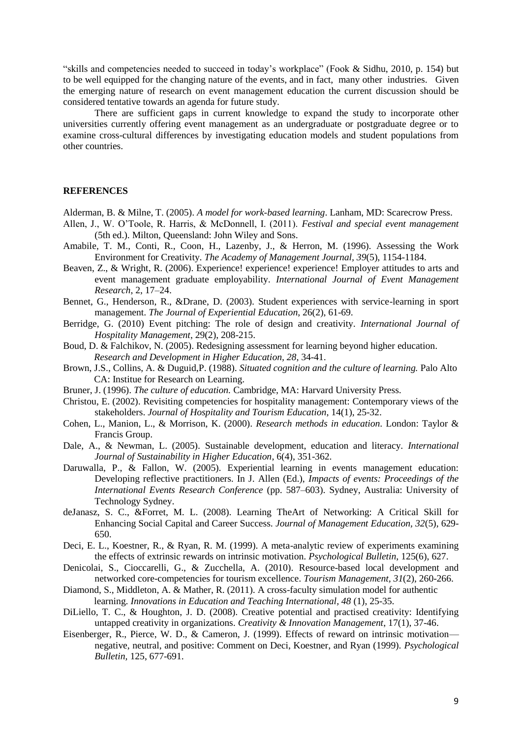"skills and competencies needed to succeed in today's workplace" (Fook & Sidhu, 2010, p. 154) but to be well equipped for the changing nature of the events, and in fact, many other industries. Given the emerging nature of research on event management education the current discussion should be considered tentative towards an agenda for future study.

There are sufficient gaps in current knowledge to expand the study to incorporate other universities currently offering event management as an undergraduate or postgraduate degree or to examine cross-cultural differences by investigating education models and student populations from other countries.

## REFERENCES

Alderman, B. & Milne, T. (2005). *A model for work-based learning*. Lanham, MD: Scarecrow Press.

Allen, J., W. O'Toole, R. Harris, & McDonnell, I. (2011). *Festival and special event management* (5th ed.). Milton, Queensland: John Wiley and Sons.

Amabile, T. M., Conti, R., Coon, H., Lazenby, J., & Herron, M. (1996). Assessing the Work Environment for Creativity. *The Academy of Management Journal*, *39*(5), 1154-1184.

Beaven, Z., & Wright, R. (2006). Experience! experience! experience! Employer attitudes to arts and event management graduate employability. *International Journal of Event Management Research*, 2, 17–24.

Bennet, G., Henderson, R., &Drane, D. (2003). Student experiences with service-learning in sport management. *The Journal of Experiential Education*, 26(2), 61-69.

Berridge, G. (2010) Event pitching: The role of design and creativity. *International Journal of Hospitality Management*, 29(2), 208-215.

Boud, D. & Falchikov, N. (2005). Redesigning assessment for learning beyond higher education. *Research and Development in Higher Education, 28*, 34-41.

Brown, J.S., Collins, A. & Duguid,P. (1988). *Situated cognition and the culture of learning.* Palo Alto CA: Institue for Research on Learning.

Bruner, J. (1996). *The culture of education.* Cambridge, MA: Harvard University Press.

Christou, E. (2002). Revisiting competencies for hospitality management: Contemporary views of the stakeholders. *Journal of Hospitality and Tourism Education*, 14(1), 25-32.

Cohen, L., Manion, L., & Morrison, K. (2000). *Research methods in education*. London: Taylor & Francis Group.

Dale, A., & Newman, L. (2005). Sustainable development, education and literacy. *International Journal of Sustainability in Higher Education*, 6(4), 351-362.

Daruwalla, P., & Fallon, W. (2005). Experiential learning in events management education: Developing reflective practitioners. In J. Allen (Ed.), *Impacts of events: Proceedings of the International Events Research Conference* (pp. 587–603). Sydney, Australia: University of Technology Sydney.

deJanasz, S. C., &Forret, M. L. (2008). Learning TheArt of Networking: A Critical Skill for Enhancing Social Capital and Career Success. *Journal of Management Education, 32*(5), 629-650.

Deci, E. L., Koestner, R., & Ryan, R. M. (1999). A meta-analytic review of experiments examining the effects of extrinsic rewards on intrinsic motivation. *Psychological Bulletin*, 125(6), 627.

Denicolai, S., Cioccarelli, G., & Zucchella, A. (2010). Resource-based local development and networked core-competencies for tourism excellence. *Tourism Management, 31*(2), 260-266.

Diamond, S., Middleton, A. & Mather, R. (2011). A cross-faculty simulation model for authentic learning. *Innovations in Education and Teaching International, 48* (1), 25-35.

DiLiello, T. C., & Houghton, J. D. (2008). Creative potential and practised creativity: Identifying untapped creativity in organizations. *Creativity & Innovation Management*, 17(1), 37-46.

Eisenberger, R., Pierce, W. D., & Cameron, J. (1999). Effects of reward on intrinsic motivation—negative, neutral, and positive: Comment on Deci, Koestner, and Ryan (1999). *Psychological Bulletin,* 125, 677-691.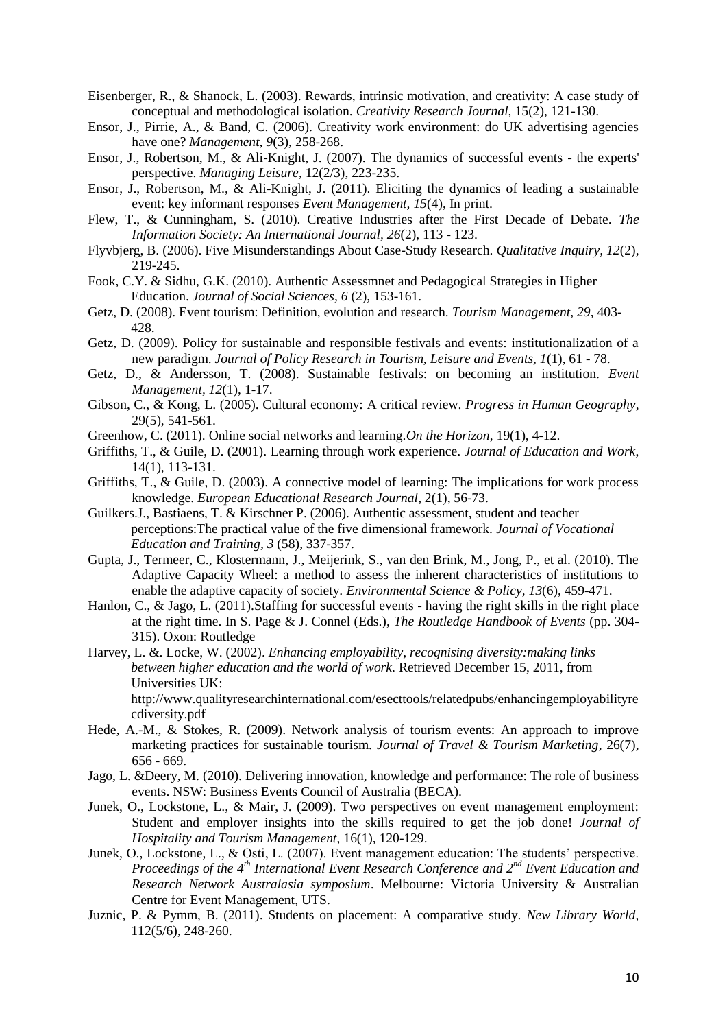Eisenberger, R., & Shanock, L. (2003). Rewards, intrinsic motivation, and creativity: A case study of conceptual and methodological isolation. *Creativity Research Journal*, 15(2), 121-130.

Ensor, J., Pirrie, A., & Band, C. (2006). Creativity work environment: do UK advertising agencies have one? *Management, 9*(3), 258-268.

Ensor, J., Robertson, M., & Ali-Knight, J. (2007). The dynamics of successful events - the experts' perspective. *Managing Leisure*, 12(2/3), 223-235.

Ensor, J., Robertson, M., & Ali-Knight, J. (2011). Eliciting the dynamics of leading a sustainable event: key informant responses *Event Management, 15*(4), In print.

Flew, T., & Cunningham, S. (2010). Creative Industries after the First Decade of Debate. *The Information Society: An International Journal, 26*(2), 113 - 123.

Flyvbjerg, B. (2006). Five Misunderstandings About Case-Study Research. *Qualitative Inquiry, 12*(2), 219-245.

Fook, C.Y. & Sidhu, G.K. (2010). Authentic Assessmnet and Pedagogical Strategies in Higher Education. *Journal of Social Sciences, 6* (2), 153-161.

Getz, D. (2008). Event tourism: Definition, evolution and research. *Tourism Management, 29*, 403-428.

Getz, D. (2009). Policy for sustainable and responsible festivals and events: institutionalization of a new paradigm. *Journal of Policy Research in Tourism, Leisure and Events, 1*(1), 61 - 78.

Getz, D., & Andersson, T. (2008). Sustainable festivals: on becoming an institution. *Event Management, 12*(1), 1-17.

Gibson, C., & Kong, L. (2005). Cultural economy: A critical review. *Progress in Human Geography*, 29(5), 541-561.

Greenhow, C. (2011). Online social networks and learning.*On the Horizon*, 19(1), 4-12.

Griffiths, T., & Guile, D. (2001). Learning through work experience. *Journal of Education and Work*, 14(1), 113-131.

Griffiths, T., & Guile, D. (2003). A connective model of learning: The implications for work process knowledge. *European Educational Research Journal*, 2(1), 56-73.

Guilkers.J., Bastiaens, T. & Kirschner P. (2006). Authentic assessment, student and teacher perceptions:The practical value of the five dimensional framework. *Journal of Vocational Education and Training, 3* (58), 337-357.

Gupta, J., Termeer, C., Klostermann, J., Meijerink, S., van den Brink, M., Jong, P., et al. (2010). The Adaptive Capacity Wheel: a method to assess the inherent characteristics of institutions to enable the adaptive capacity of society. *Environmental Science & Policy, 13*(6), 459-471.

Hanlon, C., & Jago, L. (2011).Staffing for successful events - having the right skills in the right place at the right time. In S. Page & J. Connel (Eds.), *The Routledge Handbook of Events* (pp. 304-315). Oxon: Routledge

Harvey, L. &. Locke, W. (2002). *Enhancing employability, recognising diversity:making links between higher education and the world of work*. Retrieved December 15, 2011, from Universities UK: http://www.qualityresearchinternational.com/esecttools/relatedpubs/enhancingemployabilityrecdiversity.pdf

Hede, A.-M., & Stokes, R. (2009). Network analysis of tourism events: An approach to improve marketing practices for sustainable tourism. *Journal of Travel & Tourism Marketing*, 26(7), 656 - 669.

Jago, L. &Deery, M. (2010). Delivering innovation, knowledge and performance: The role of business events. NSW: Business Events Council of Australia (BECA).

Junek, O., Lockstone, L., & Mair, J. (2009). Two perspectives on event management employment: Student and employer insights into the skills required to get the job done! *Journal of Hospitality and Tourism Management*, 16(1), 120-129.

Junek, O., Lockstone, L., & Osti, L. (2007). Event management education: The students' perspective. *Proceedings of the 4th International Event Research Conference and 2nd Event Education and Research Network Australasia symposium*. Melbourne: Victoria University & Australian Centre for Event Management, UTS.

Juznic, P. & Pymm, B. (2011). Students on placement: A comparative study. *New Library World*, 112(5/6), 248-260.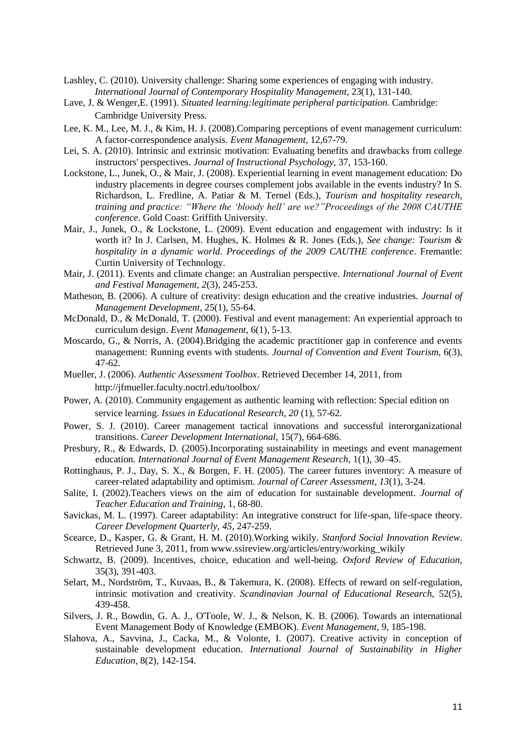Lashley, C. (2010). University challenge: Sharing some experiences of engaging with industry. *International Journal of Contemporary Hospitality Management*, 23(1), 131-140.

Lave, J. & Wenger,E. (1991). *Situated learning:legitimate peripheral participation.* Cambridge: Cambridge University Press.

Lee, K. M., Lee, M. J., & Kim, H. J. (2008).Comparing perceptions of event management curriculum: A factor-correspondence analysis. *Event Management,* 12,67-79.

Lei, S. A. (2010). Intrinsic and extrinsic motivation: Evaluating benefits and drawbacks from college instructors' perspectives. *Journal of Instructional Psychology*, 37, 153-160.

Lockstone, L., Junek, O., & Mair, J. (2008). Experiential learning in event management education: Do industry placements in degree courses complement jobs available in the events industry? In S. Richardson, L. Fredline, A. Patiar & M. Ternel (Eds.), *Tourism and hospitality research, training and practice: "Where the 'bloody hell' are we?"Proceedings of the 2008 CAUTHE conference*. Gold Coast: Griffith University.

Mair, J., Junek, O., & Lockstone, L. (2009). Event education and engagement with industry: Is it worth it? In J. Carlsen, M. Hughes, K. Holmes & R. Jones (Eds.), *See change: Tourism & hospitality in a dynamic world*. *Proceedings of the 2009 CAUTHE conference*. Fremantle: Curtin University of Technology.

Mair, J. (2011). Events and climate change: an Australian perspective. *International Journal of Event and Festival Management, 2*(3), 245-253.

Matheson, B. (2006). A culture of creativity: design education and the creative industries. *Journal of Management Development*, 25(1), 55-64.

McDonald, D., & McDonald, T. (2000). Festival and event management: An experiential approach to curriculum design. *Event Management*, 6(1), 5-13.

Moscardo, G., & Norris, A. (2004).Bridging the academic practitioner gap in conference and events management: Running events with students. *Journal of Convention and Event Tourism*, 6(3), 47-62.

Mueller, J. (2006). *Authentic Assessment Toolbox*. Retrieved December 14, 2011, from http://jfmueller.faculty.noctrl.edu/toolbox/

Power, A. (2010). Community engagement as authentic learning with reflection: Special edition on service learning. *Issues in Educational Research, 20* (1), 57-62.

Power, S. J. (2010). Career management tactical innovations and successful interorganizational transitions. *Career Development International*, 15(7), 664-686.

Presbury, R., & Edwards, D. (2005).Incorporating sustainability in meetings and event management education. *International Journal of Event Management Research*, 1(1), 30–45.

Rottinghaus, P. J., Day, S. X., & Borgen, F. H. (2005). The career futures inventory: A measure of career-related adaptability and optimism. *Journal of Career Assessment, 13*(1), 3-24.

Salite, I. (2002).Teachers views on the aim of education for sustainable development. *Journal of Teacher Education and Training*, 1, 68-80.

Savickas, M. L. (1997). Career adaptability: An integrative construct for life-span, life-space theory. *Career Development Quarterly, 45*, 247-259.

Scearce, D., Kasper, G. & Grant, H. M. (2010).Working wikily. *Stanford Social Innovation Review*. Retrieved June 3, 2011, from www.ssireview.org/articles/entry/working_wikily

Schwartz, B. (2009). Incentives, choice, education and well-being. *Oxford Review of Education,* 35(3), 391-403.

Selart, M., Nordström, T., Kuvaas, B., & Takemura, K. (2008). Effects of reward on self-regulation, intrinsic motivation and creativity. *Scandinavian Journal of Educational Research,* 52(5), 439-458.

Silvers, J. R., Bowdin, G. A. J., O'Toole, W. J., & Nelson, K. B. (2006). Towards an international Event Management Body of Knowledge (EMBOK). *Event Management*, 9, 185-198.

Slahova, A., Savvina, J., Cacka, M., & Volonte, I. (2007). Creative activity in conception of sustainable development education. *International Journal of Sustainability in Higher Education*, 8(2), 142-154.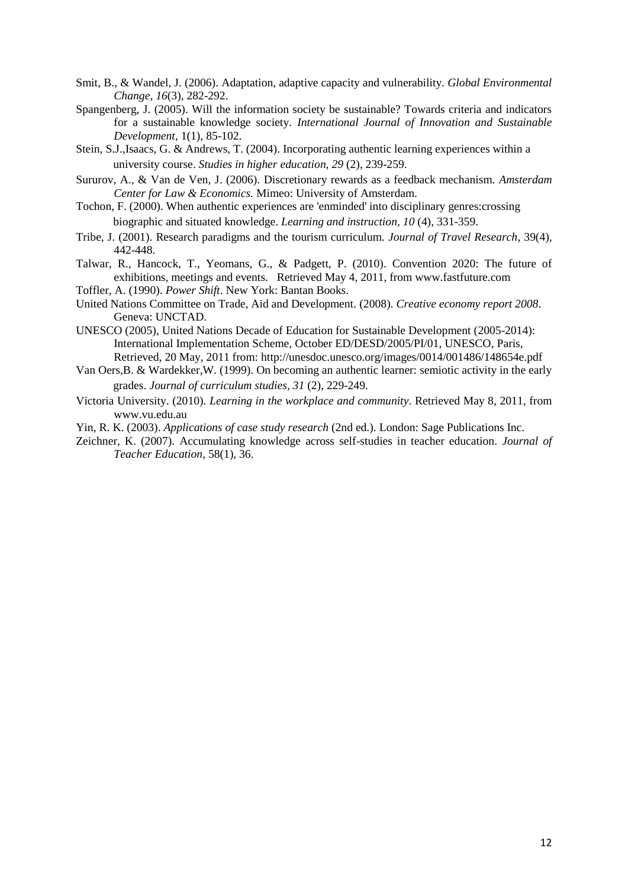Smit, B., & Wandel, J. (2006). Adaptation, adaptive capacity and vulnerability. *Global Environmental Change, 16*(3), 282-292.

Spangenberg, J. (2005). Will the information society be sustainable? Towards criteria and indicators for a sustainable knowledge society. *International Journal of Innovation and Sustainable Development*, 1(1), 85-102.

Stein, S.J.,Isaacs, G. & Andrews, T. (2004). Incorporating authentic learning experiences within a university course. *Studies in higher education, 29* (2), 239-259.

Sururov, A., & Van de Ven, J. (2006). Discretionary rewards as a feedback mechanism. *Amsterdam Center for Law & Economics.* Mimeo: University of Amsterdam.

Tochon, F. (2000). When authentic experiences are 'enminded' into disciplinary genres:crossing biographic and situated knowledge. *Learning and instruction, 10* (4), 331-359.

Tribe, J. (2001). Research paradigms and the tourism curriculum. *Journal of Travel Research*, 39(4), 442-448.

Talwar, R., Hancock, T., Yeomans, G., & Padgett, P. (2010). Convention 2020: The future of exhibitions, meetings and events. Retrieved May 4, 2011, from www.fastfuture.com

Toffler, A. (1990). *Power Shift*. New York: Bantan Books.

United Nations Committee on Trade, Aid and Development. (2008). *Creative economy report 2008*. Geneva: UNCTAD.

UNESCO (2005), United Nations Decade of Education for Sustainable Development (2005-2014): International Implementation Scheme, October ED/DESD/2005/PI/01, UNESCO, Paris, Retrieved, 20 May, 2011 from: http://unesdoc.unesco.org/images/0014/001486/148654e.pdf

Van Oers,B. & Wardekker,W. (1999). On becoming an authentic learner: semiotic activity in the early grades. *Journal of curriculum studies, 31* (2), 229-249.

Victoria University. (2010). *Learning in the workplace and community*. Retrieved May 8, 2011, from www.vu.edu.au

Yin, R. K. (2003). *Applications of case study research* (2nd ed.). London: Sage Publications Inc.

Zeichner, K. (2007). Accumulating knowledge across self-studies in teacher education. *Journal of Teacher Education,* 58(1), 36.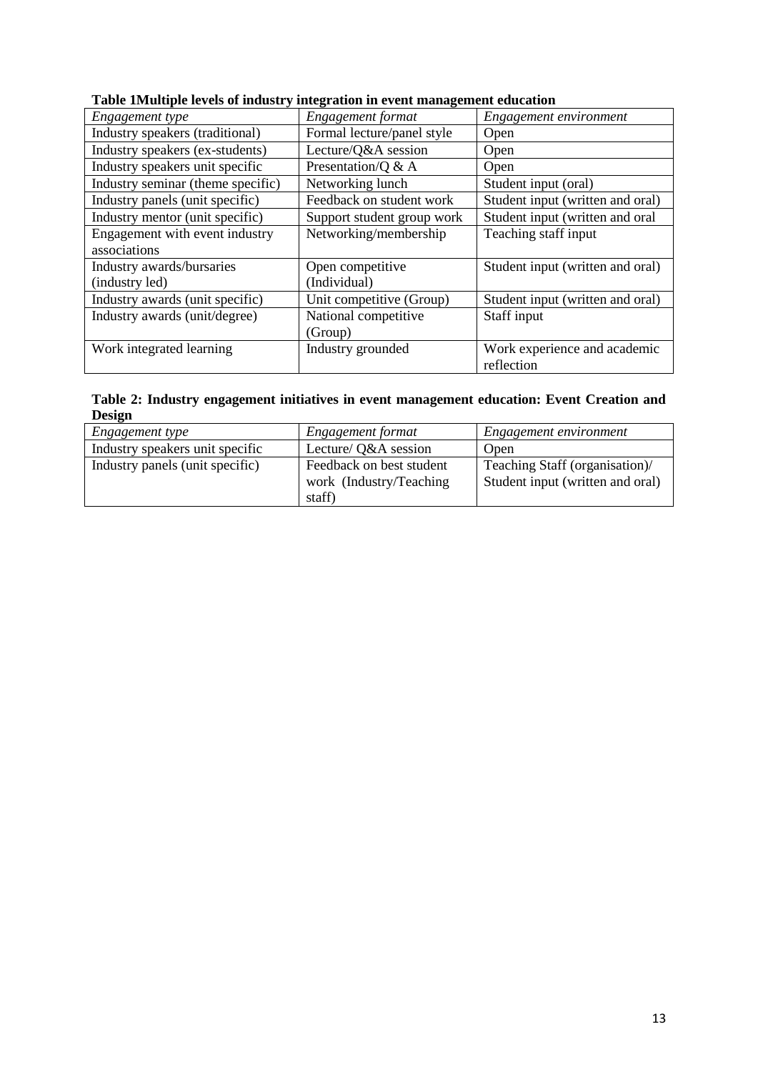**Table 1Multiple levels of industry integration in event management education**

| *Engagement type* | *Engagement format* | *Engagement environment* |
|---|---|---|
| Industry speakers (traditional) | Formal lecture/panel style | Open |
| Industry speakers (ex-students) | Lecture/Q&A session | Open |
| Industry speakers unit specific | Presentation/Q & A | Open |
| Industry seminar (theme specific) | Networking lunch | Student input (oral) |
| Industry panels (unit specific) | Feedback on student work | Student input (written and oral) |
| Industry mentor (unit specific) | Support student group work | Student input (written and oral |
| Engagement with event industry associations | Networking/membership | Teaching staff input |
| Industry awards/bursaries (industry led) | Open competitive (Individual) | Student input (written and oral) |
| Industry awards (unit specific) | Unit competitive (Group) | Student input (written and oral) |
| Industry awards (unit/degree) | National competitive (Group) | Staff input |
| Work integrated learning | Industry grounded | Work experience and academic reflection |

**Table 2: Industry engagement initiatives in event management education: Event Creation and Design**

| *Engagement type* | *Engagement format* | *Engagement environment* |
|---|---|---|
| Industry speakers unit specific | Lecture/ Q&A session | Open |
| Industry panels (unit specific) | Feedback on best student work (Industry/Teaching staff) | Teaching Staff (organisation)/ Student input (written and oral) |